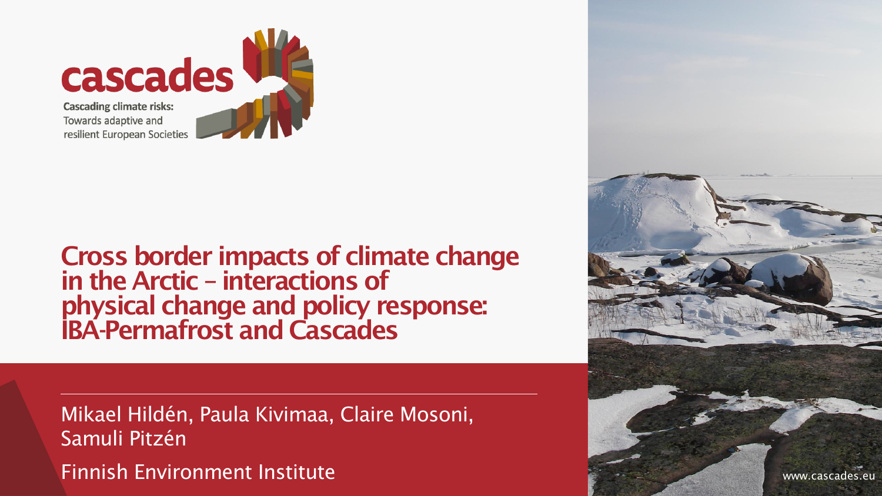cascades

**Cascading climate risks:**
Towards adaptive and
resilient European Societies

# Cross border impacts of climate change in the Arctic – interactions of physical change and policy response: IBA-Permafrost and Cascades

Mikael Hildén, Paula Kivimaa, Claire Mosoni, Samuli Pitzén

Finnish Environment Institute

www.cascades.eu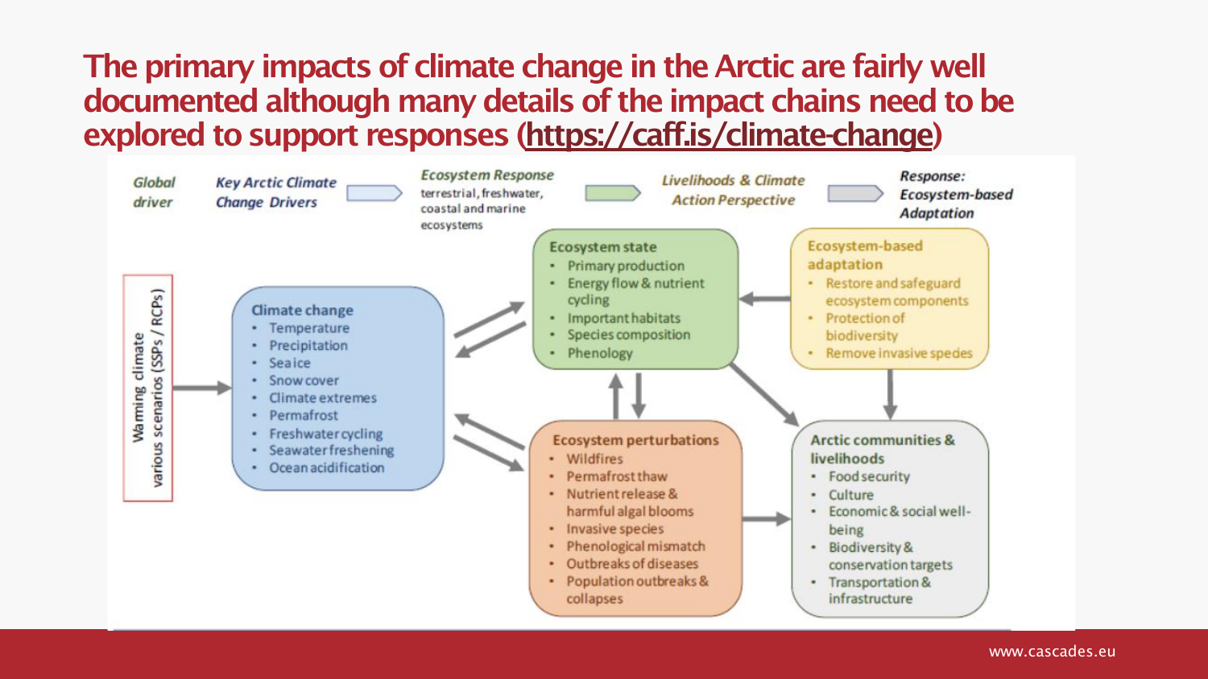# The primary impacts of climate change in the Arctic are fairly well documented although many details of the impact chains need to be explored to support responses (https://caff.is/climate-change)

*Global driver* | *Key Arctic Climate Change Drivers* | *Ecosystem Response* terrestrial, freshwater, coastal and marine ecosystems | *Livelihoods & Climate Action Perspective* | *Response: Ecosystem-based Adaptation*

**Warming climate**
various scenarios (SSPs / RCPs)

**Climate change**
- Temperature
- Precipitation
- Sea ice
- Snow cover
- Climate extremes
- Permafrost
- Freshwater cycling
- Seawater freshening
- Ocean acidification

**Ecosystem state**
- Primary production
- Energy flow & nutrient cycling
- Important habitats
- Species composition
- Phenology

**Ecosystem perturbations**
- Wildfires
- Permafrost thaw
- Nutrient release & harmful algal blooms
- Invasive species
- Phenological mismatch
- Outbreaks of diseases
- Population outbreaks & collapses

**Ecosystem-based adaptation**
- Restore and safeguard ecosystem components
- Protection of biodiversity
- Remove invasive species

**Arctic communities & livelihoods**
- Food security
- Culture
- Economic & social well-being
- Biodiversity & conservation targets
- Transportation & infrastructure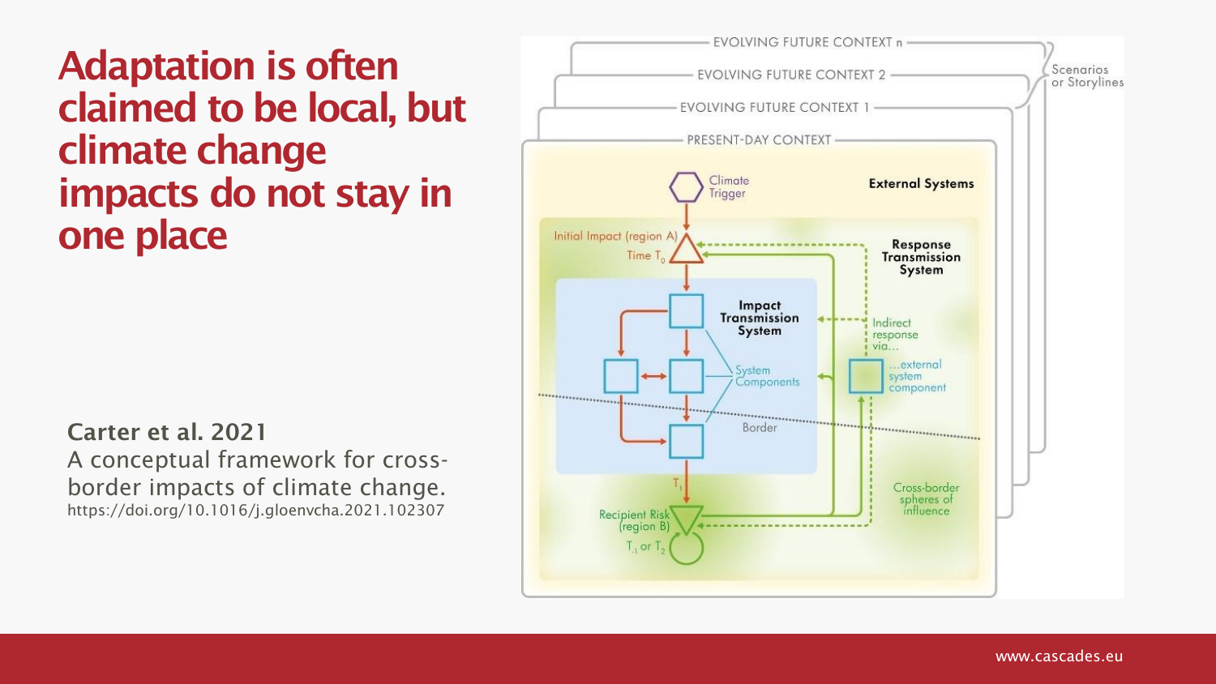# Adaptation is often claimed to be local, but climate change impacts do not stay in one place

**Carter et al. 2021**

A conceptual framework for cross-border impacts of climate change.

https://doi.org/10.1016/j.gloenvcha.2021.102307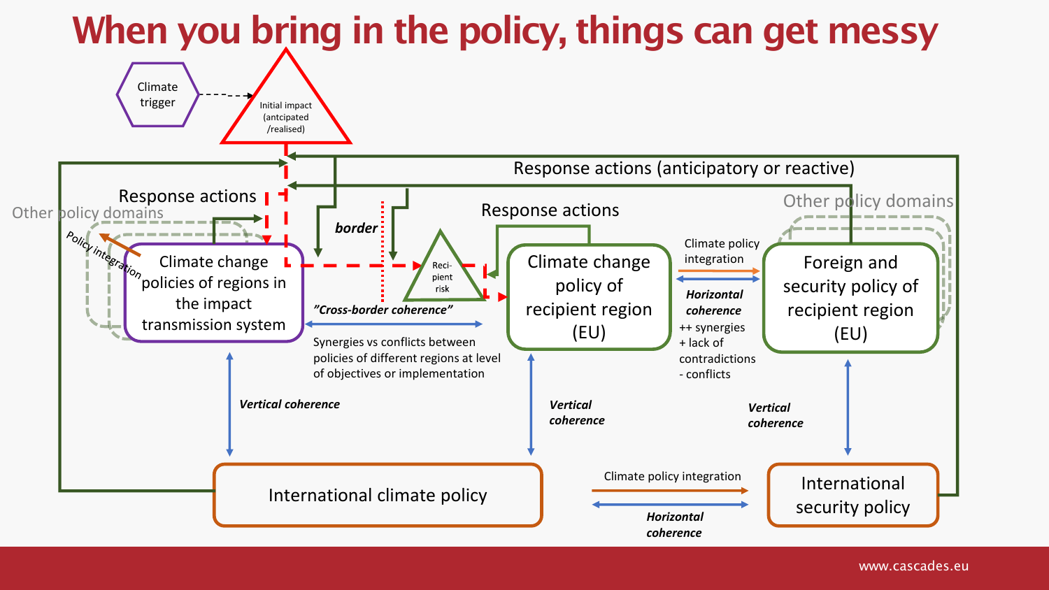# When you bring in the policy, things can get messy

Climate trigger

Initial impact (antcipated /realised)

Response actions (anticipatory or reactive)

Response actions

Other policy domains

Policy integration

Climate change policies of regions in the impact transmission system

border

Reci-pient risk

Response actions

Climate change policy of recipient region (EU)

Climate policy integration

*Horizontal coherence*

++ synergies
+ lack of contradictions
- conflicts

Other policy domains

Foreign and security policy of recipient region (EU)

*"Cross-border coherence"*

Synergies vs conflicts between policies of different regions at level of objectives or implementation

*Vertical coherence*

*Vertical coherence*

*Vertical coherence*

International climate policy

Climate policy integration

*Horizontal coherence*

International security policy

www.cascades.eu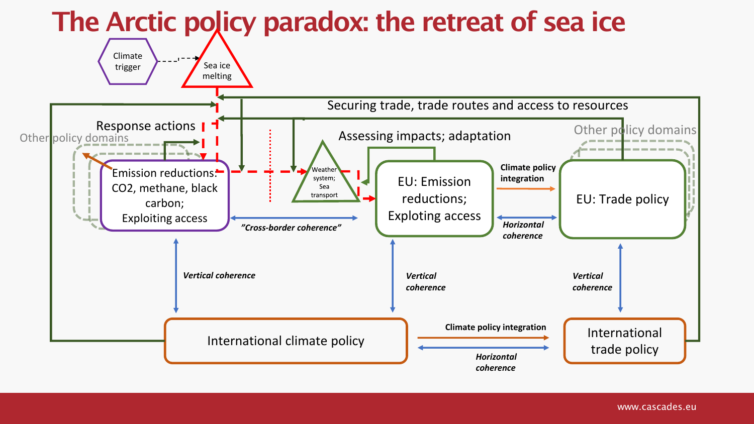# The Arctic policy paradox: the retreat of sea ice

Climate trigger

Sea ice melting

Securing trade, trade routes and access to resources

Response actions

Other policy domains

Assessing impacts; adaptation

Other policy domains

Emission reductions: CO2, methane, black carbon; Exploiting access

Weather system; Sea transport

EU: Emission reductions; Exploiting access

Climate policy integration

EU: Trade policy

*"Cross-border coherence"*

***Horizontal coherence***

***Vertical coherence***

***Vertical coherence***

***Vertical coherence***

International climate policy

**Climate policy integration**

***Horizontal coherence***

International trade policy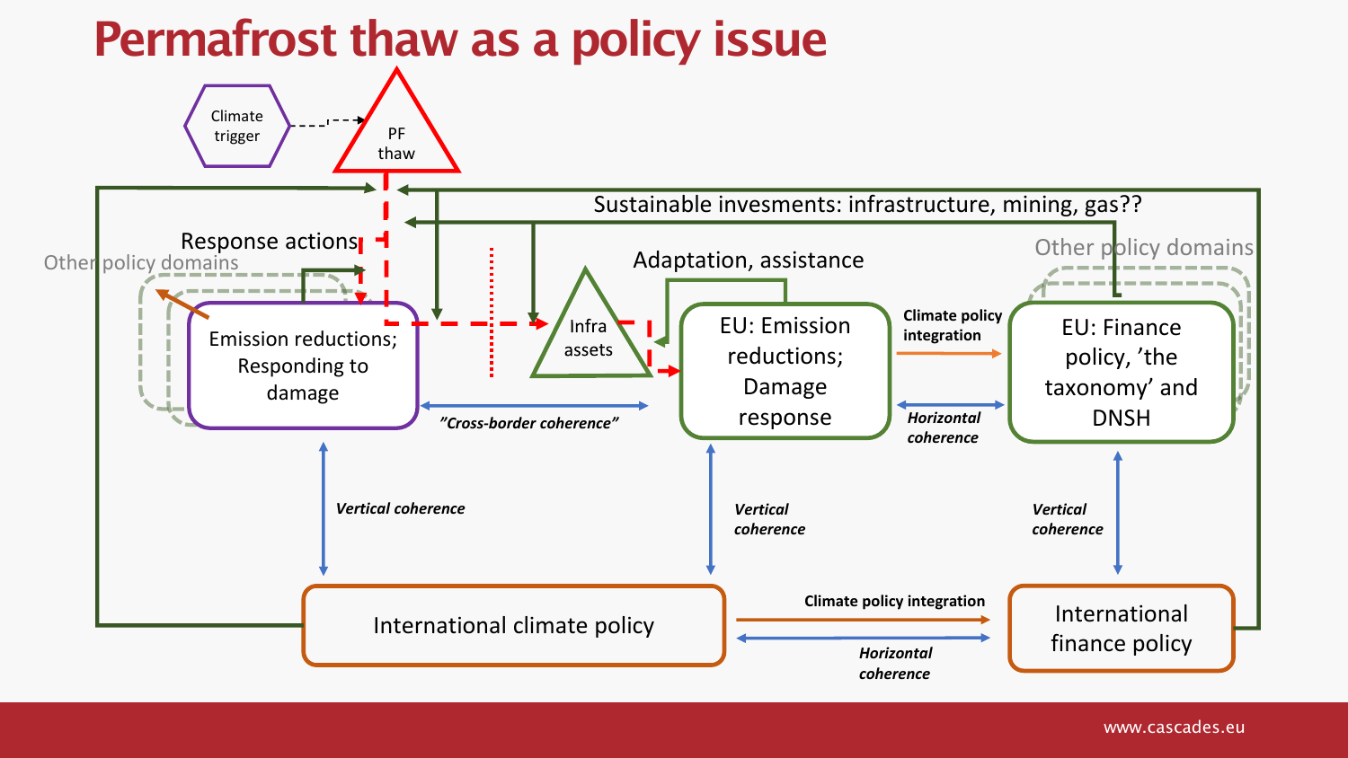# Permafrost thaw as a policy issue

Climate trigger

PF thaw

Sustainable invesments: infrastructure, mining, gas??

Response actions

Other policy domains

Adaptation, assistance

Other policy domains

Emission reductions; Responding to damage

Infra assets

EU: Emission reductions; Damage response

**Climate policy integration**

EU: Finance policy, 'the taxonomy' and DNSH

***"Cross-border coherence"***

***Horizontal coherence***

***Vertical coherence***

***Vertical coherence***

***Vertical coherence***

International climate policy

**Climate policy integration**

***Horizontal coherence***

International finance policy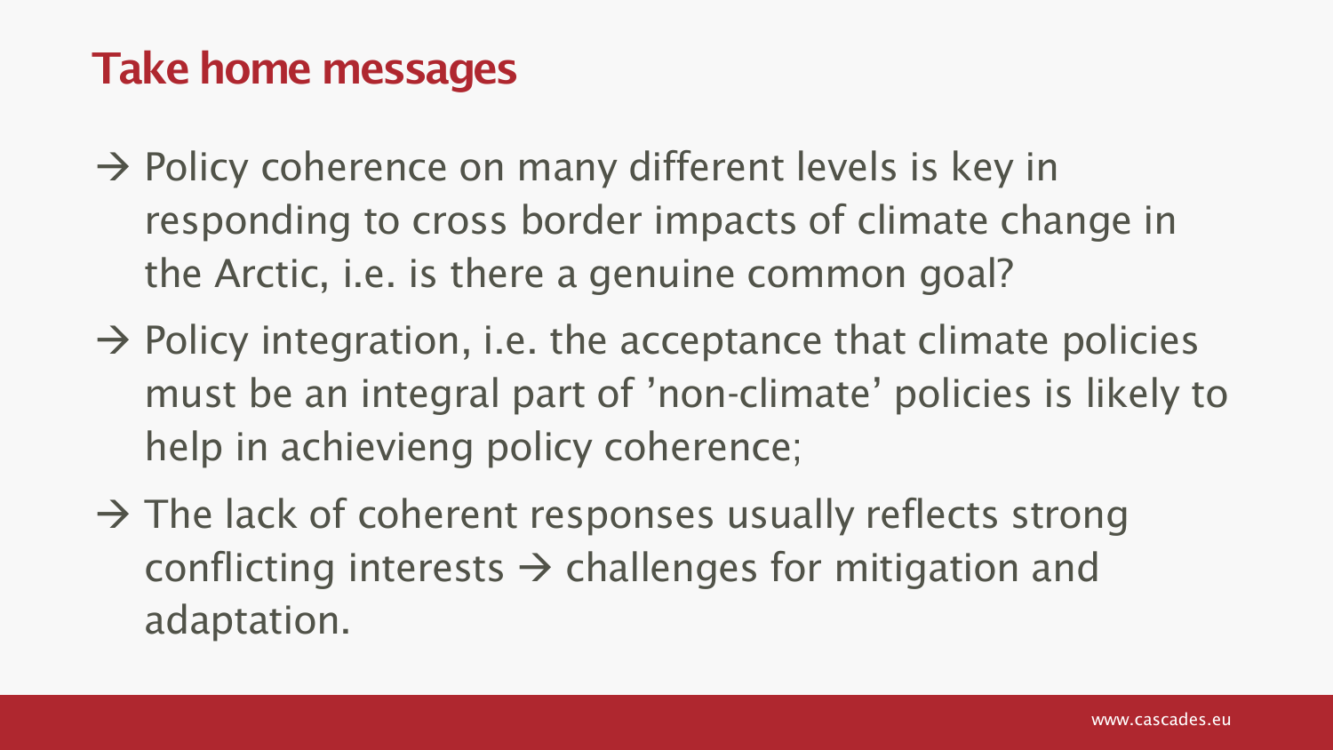# Take home messages

→ Policy coherence on many different levels is key in responding to cross border impacts of climate change in the Arctic, i.e. is there a genuine common goal?

→ Policy integration, i.e. the acceptance that climate policies must be an integral part of 'non-climate' policies is likely to help in achievieng policy coherence;

→ The lack of coherent responses usually reflects strong conflicting interests → challenges for mitigation and adaptation.